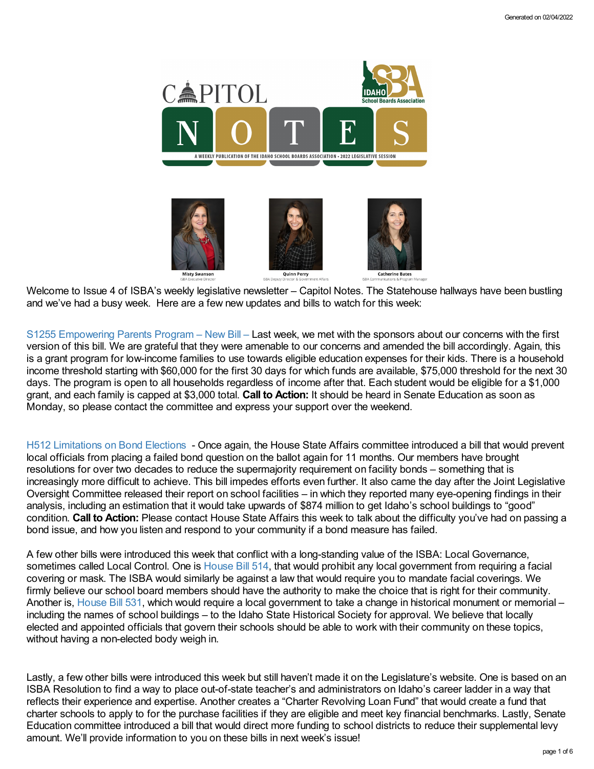Welcome to Issue 4 of ISBA's weekly legislative newsletter – Capitol Notes. The Statehouse hallways have been bustling and we've had a busy week. Here are a few new updates and bills to watch for this week:

S1255 Empowering Parents Program – New Bill – Last week, we met with the sponsors about our concerns with the first version of this bill. We are grateful that they were amenable to our concerns and amended the bill accordingly. Again, this is a grant program for low-income families to use towards eligible education expenses for their kids. There is a household income threshold starting with $60,000 for the first 30 days for which funds are available, $75,000 threshold for the next 30 days. The program is open to all households regardless of income after that. Each student would be eligible for a $1,000 grant, and each family is capped at $3,000 total. **Call to Action:** It should be heard in Senate Education as soon as Monday, so please contact the committee and express your support over the weekend.

H512 Limitations on Bond Elections - Once again, the House State Affairs committee introduced a bill that would prevent local officials from placing a failed bond question on the ballot again for 11 months. Our members have brought resolutions for over two decades to reduce the supermajority requirement on facility bonds – something that is increasingly more difficult to achieve. This bill impedes efforts even further. It also came the day after the Joint Legislative Oversight Committee released their report on school facilities – in which they reported many eye-opening findings in their analysis, including an estimation that it would take upwards of $874 million to get Idaho's school buildings to "good" condition. **Call to Action:** Please contact House State Affairs this week to talk about the difficulty you've had on passing a bond issue, and how you listen and respond to your community if a bond measure has failed.

A few other bills were introduced this week that conflict with a long-standing value of the ISBA: Local Governance, sometimes called Local Control. One is House Bill 514, that would prohibit any local government from requiring a facial covering or mask. The ISBA would similarly be against a law that would require you to mandate facial coverings. We firmly believe our school board members should have the authority to make the choice that is right for their community. Another is, House Bill 531, which would require a local government to take a change in historical monument or memorial – including the names of school buildings – to the Idaho State Historical Society for approval. We believe that locally elected and appointed officials that govern their schools should be able to work with their community on these topics, without having a non-elected body weigh in.

Lastly, a few other bills were introduced this week but still haven't made it on the Legislature's website. One is based on an ISBA Resolution to find a way to place out-of-state teacher's and administrators on Idaho's career ladder in a way that reflects their experience and expertise. Another creates a "Charter Revolving Loan Fund" that would create a fund that charter schools to apply to for the purchase facilities if they are eligible and meet key financial benchmarks. Lastly, Senate Education committee introduced a bill that would direct more funding to school districts to reduce their supplemental levy amount. We'll provide information to you on these bills in next week's issue!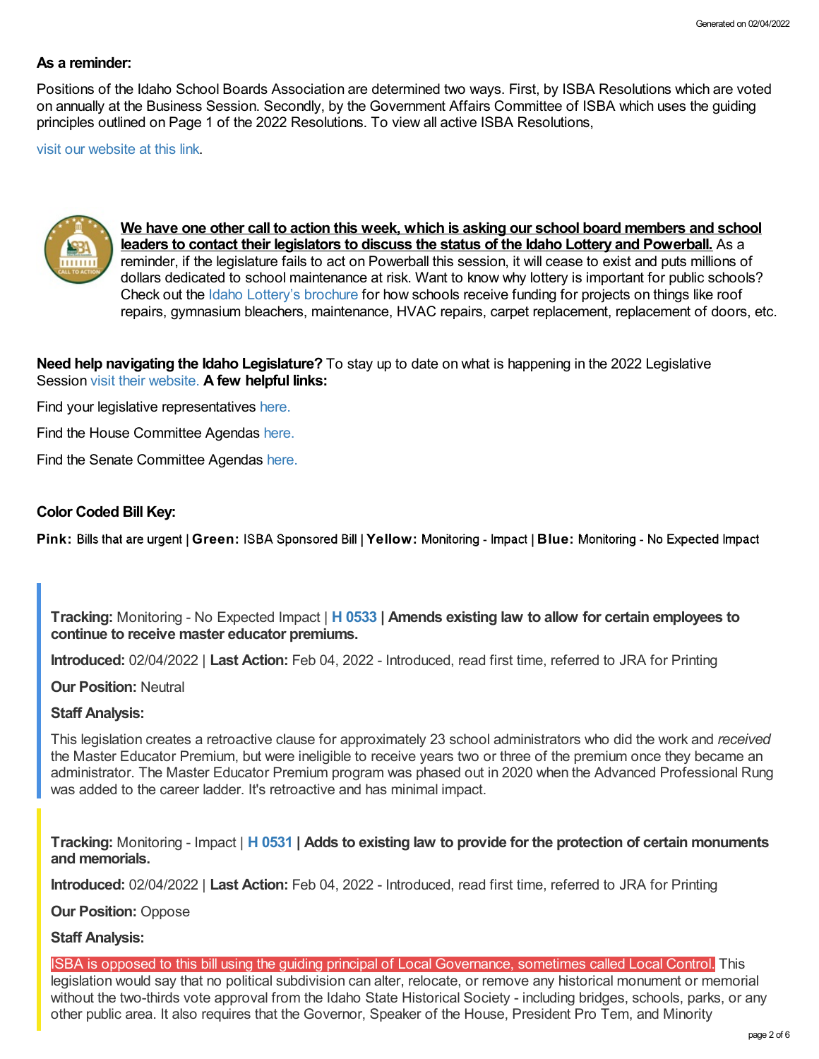**As a reminder:**

Positions of the Idaho School Boards Association are determined two ways. First, by ISBA Resolutions which are voted on annually at the Business Session. Secondly, by the Government Affairs Committee of ISBA which uses the guiding principles outlined on Page 1 of the 2022 Resolutions. To view all active ISBA Resolutions,

visit our website at this link.

**We have one other call to action this week, which is asking our school board members and school leaders to contact their legislators to discuss the status of the Idaho Lottery and Powerball.** As a reminder, if the legislature fails to act on Powerball this session, it will cease to exist and puts millions of dollars dedicated to school maintenance at risk. Want to know why lottery is important for public schools? Check out the Idaho Lottery's brochure for how schools receive funding for projects on things like roof repairs, gymnasium bleachers, maintenance, HVAC repairs, carpet replacement, replacement of doors, etc.

**Need help navigating the Idaho Legislature?** To stay up to date on what is happening in the 2022 Legislative Session visit their website. **A few helpful links:**

Find your legislative representatives here.

Find the House Committee Agendas here.

Find the Senate Committee Agendas here.

**Color Coded Bill Key:**

**Pink:** Bills that are urgent | **Green:** ISBA Sponsored Bill | **Yellow:** Monitoring - Impact | **Blue:** Monitoring - No Expected Impact

**Tracking:** Monitoring - No Expected Impact | **H 0533 | Amends existing law to allow for certain employees to continue to receive master educator premiums.**

**Introduced:** 02/04/2022 | **Last Action:** Feb 04, 2022 - Introduced, read first time, referred to JRA for Printing

**Our Position:** Neutral

**Staff Analysis:**

This legislation creates a retroactive clause for approximately 23 school administrators who did the work and *received* the Master Educator Premium, but were ineligible to receive years two or three of the premium once they became an administrator. The Master Educator Premium program was phased out in 2020 when the Advanced Professional Rung was added to the career ladder. It's retroactive and has minimal impact.

**Tracking:** Monitoring - Impact | **H 0531 | Adds to existing law to provide for the protection of certain monuments and memorials.**

**Introduced:** 02/04/2022 | **Last Action:** Feb 04, 2022 - Introduced, read first time, referred to JRA for Printing

**Our Position:** Oppose

**Staff Analysis:**

ISBA is opposed to this bill using the guiding principal of Local Governance, sometimes called Local Control. This legislation would say that no political subdivision can alter, relocate, or remove any historical monument or memorial without the two-thirds vote approval from the Idaho State Historical Society - including bridges, schools, parks, or any other public area. It also requires that the Governor, Speaker of the House, President Pro Tem, and Minority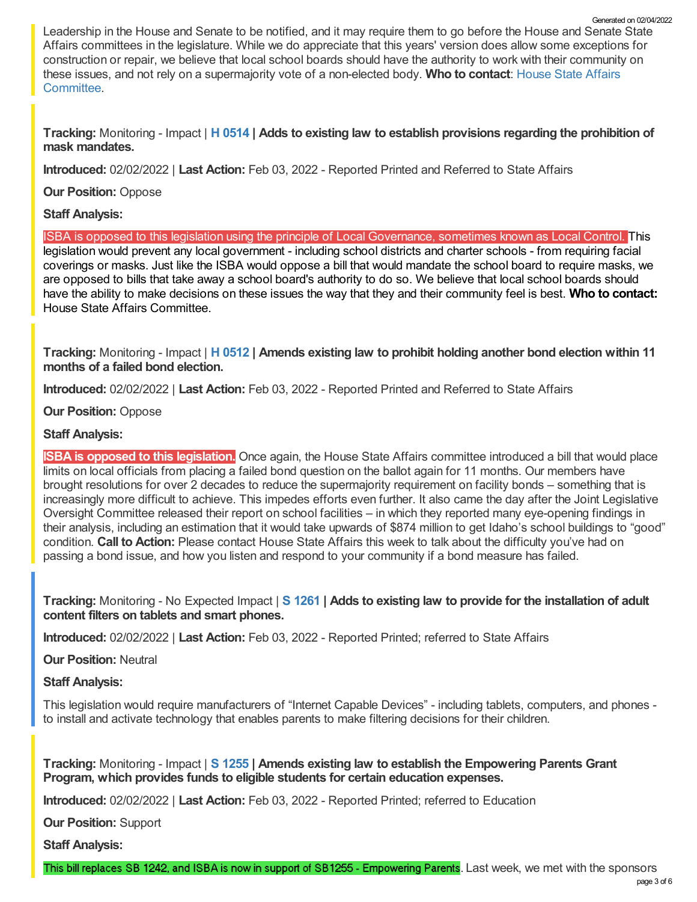Leadership in the House and Senate to be notified, and it may require them to go before the House and Senate State Affairs committees in the legislature. While we do appreciate that this years' version does allow some exceptions for construction or repair, we believe that local school boards should have the authority to work with their community on these issues, and not rely on a supermajority vote of a non-elected body. **Who to contact**: House State Affairs Committee.

**Tracking:** Monitoring - Impact | **H 0514 | Adds to existing law to establish provisions regarding the prohibition of mask mandates.**

**Introduced:** 02/02/2022 | **Last Action:** Feb 03, 2022 - Reported Printed and Referred to State Affairs

**Our Position:** Oppose

**Staff Analysis:**

ISBA is opposed to this legislation using the principle of Local Governance, sometimes known as Local Control. This legislation would prevent any local government - including school districts and charter schools - from requiring facial coverings or masks. Just like the ISBA would oppose a bill that would mandate the school board to require masks, we are opposed to bills that take away a school board's authority to do so. We believe that local school boards should have the ability to make decisions on these issues the way that they and their community feel is best. **Who to contact:** House State Affairs Committee.

**Tracking:** Monitoring - Impact | **H 0512 | Amends existing law to prohibit holding another bond election within 11 months of a failed bond election.**

**Introduced:** 02/02/2022 | **Last Action:** Feb 03, 2022 - Reported Printed and Referred to State Affairs

**Our Position:** Oppose

**Staff Analysis:**

**ISBA is opposed to this legislation.** Once again, the House State Affairs committee introduced a bill that would place limits on local officials from placing a failed bond question on the ballot again for 11 months. Our members have brought resolutions for over 2 decades to reduce the supermajority requirement on facility bonds – something that is increasingly more difficult to achieve. This impedes efforts even further. It also came the day after the Joint Legislative Oversight Committee released their report on school facilities – in which they reported many eye-opening findings in their analysis, including an estimation that it would take upwards of $874 million to get Idaho's school buildings to "good" condition. **Call to Action:** Please contact House State Affairs this week to talk about the difficulty you've had on passing a bond issue, and how you listen and respond to your community if a bond measure has failed.

**Tracking:** Monitoring - No Expected Impact | **S 1261 | Adds to existing law to provide for the installation of adult content filters on tablets and smart phones.**

**Introduced:** 02/02/2022 | **Last Action:** Feb 03, 2022 - Reported Printed; referred to State Affairs

**Our Position:** Neutral

**Staff Analysis:**

This legislation would require manufacturers of "Internet Capable Devices" - including tablets, computers, and phones - to install and activate technology that enables parents to make filtering decisions for their children.

**Tracking:** Monitoring - Impact | **S 1255 | Amends existing law to establish the Empowering Parents Grant Program, which provides funds to eligible students for certain education expenses.**

**Introduced:** 02/02/2022 | **Last Action:** Feb 03, 2022 - Reported Printed; referred to Education

**Our Position:** Support

**Staff Analysis:**

This bill replaces SB 1242, and ISBA is now in support of SB1255 - Empowering Parents. Last week, we met with the sponsors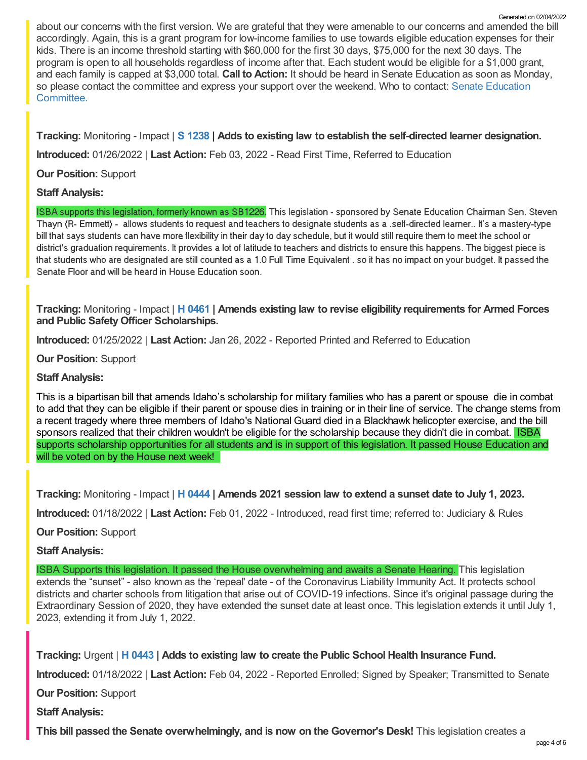about our concerns with the first version. We are grateful that they were amenable to our concerns and amended the bill accordingly. Again, this is a grant program for low-income families to use towards eligible education expenses for their kids. There is an income threshold starting with $60,000 for the first 30 days, $75,000 for the next 30 days. The program is open to all households regardless of income after that. Each student would be eligible for a $1,000 grant, and each family is capped at $3,000 total. **Call to Action:** It should be heard in Senate Education as soon as Monday, so please contact the committee and express your support over the weekend. Who to contact: Senate Education Committee.

**Tracking:** Monitoring - Impact | **S 1238 | Adds to existing law to establish the self-directed learner designation.**

**Introduced:** 01/26/2022 | **Last Action:** Feb 03, 2022 - Read First Time, Referred to Education

**Our Position:** Support

**Staff Analysis:**

ISBA supports this legislation, formerly known as SB1226. This legislation - sponsored by Senate Education Chairman Sen. Steven Thayn (R- Emmett) - allows students to request and teachers to designate students as a .self-directed learner.. It's a mastery-type bill that says students can have more flexibility in their day to day schedule, but it would still require them to meet the school or district's graduation requirements. It provides a lot of latitude to teachers and districts to ensure this happens. The biggest piece is that students who are designated are still counted as a 1.0 Full Time Equivalent . so it has no impact on your budget. It passed the Senate Floor and will be heard in House Education soon.

**Tracking:** Monitoring - Impact | **H 0461 | Amends existing law to revise eligibility requirements for Armed Forces and Public Safety Officer Scholarships.**

**Introduced:** 01/25/2022 | **Last Action:** Jan 26, 2022 - Reported Printed and Referred to Education

**Our Position:** Support

**Staff Analysis:**

This is a bipartisan bill that amends Idaho's scholarship for military families who has a parent or spouse die in combat to add that they can be eligible if their parent or spouse dies in training or in their line of service. The change stems from a recent tragedy where three members of Idaho's National Guard died in a Blackhawk helicopter exercise, and the bill sponsors realized that their children wouldn't be eligible for the scholarship because they didn't die in combat. ISBA supports scholarship opportunities for all students and is in support of this legislation. It passed House Education and will be voted on by the House next week!

**Tracking:** Monitoring - Impact | **H 0444 | Amends 2021 session law to extend a sunset date to July 1, 2023.**

**Introduced:** 01/18/2022 | **Last Action:** Feb 01, 2022 - Introduced, read first time; referred to: Judiciary & Rules

**Our Position:** Support

**Staff Analysis:**

ISBA Supports this legislation. It passed the House overwhelming and awaits a Senate Hearing. This legislation extends the "sunset" - also known as the 'repeal' date - of the Coronavirus Liability Immunity Act. It protects school districts and charter schools from litigation that arise out of COVID-19 infections. Since it's original passage during the Extraordinary Session of 2020, they have extended the sunset date at least once. This legislation extends it until July 1, 2023, extending it from July 1, 2022.

**Tracking:** Urgent | **H 0443 | Adds to existing law to create the Public School Health Insurance Fund.**

**Introduced:** 01/18/2022 | **Last Action:** Feb 04, 2022 - Reported Enrolled; Signed by Speaker; Transmitted to Senate

**Our Position:** Support

**Staff Analysis:**

**This bill passed the Senate overwhelmingly, and is now on the Governor's Desk!** This legislation creates a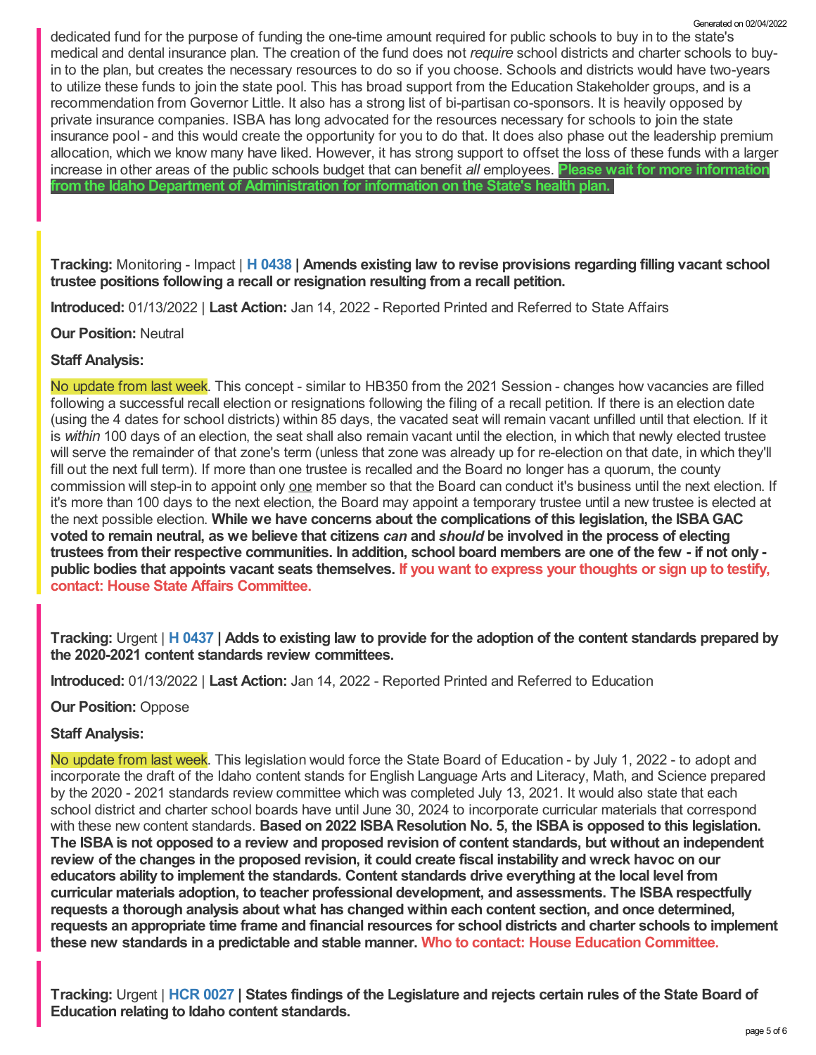dedicated fund for the purpose of funding the one-time amount required for public schools to buy in to the state's medical and dental insurance plan. The creation of the fund does not *require* school districts and charter schools to buy-in to the plan, but creates the necessary resources to do so if you choose. Schools and districts would have two-years to utilize these funds to join the state pool. This has broad support from the Education Stakeholder groups, and is a recommendation from Governor Little. It also has a strong list of bi-partisan co-sponsors. It is heavily opposed by private insurance companies. ISBA has long advocated for the resources necessary for schools to join the state insurance pool - and this would create the opportunity for you to do that. It does also phase out the leadership premium allocation, which we know many have liked. However, it has strong support to offset the loss of these funds with a larger increase in other areas of the public schools budget that can benefit *all* employees. **Please wait for more information from the Idaho Department of Administration for information on the State's health plan.**

**Tracking:** Monitoring - Impact | **H 0438 | Amends existing law to revise provisions regarding filling vacant school trustee positions following a recall or resignation resulting from a recall petition.**

**Introduced:** 01/13/2022 | **Last Action:** Jan 14, 2022 - Reported Printed and Referred to State Affairs

**Our Position:** Neutral

**Staff Analysis:**

No update from last week. This concept - similar to HB350 from the 2021 Session - changes how vacancies are filled following a successful recall election or resignations following the filing of a recall petition. If there is an election date (using the 4 dates for school districts) within 85 days, the vacated seat will remain vacant unfilled until that election. If it is *within* 100 days of an election, the seat shall also remain vacant until the election, in which that newly elected trustee will serve the remainder of that zone's term (unless that zone was already up for re-election on that date, in which they'll fill out the next full term). If more than one trustee is recalled and the Board no longer has a quorum, the county commission will step-in to appoint only one member so that the Board can conduct it's business until the next election. If it's more than 100 days to the next election, the Board may appoint a temporary trustee until a new trustee is elected at the next possible election. **While we have concerns about the complications of this legislation, the ISBA GAC voted to remain neutral, as we believe that citizens *can* and *should* be involved in the process of electing trustees from their respective communities. In addition, school board members are one of the few - if not only - public bodies that appoints vacant seats themselves. If you want to express your thoughts or sign up to testify, contact: House State Affairs Committee.**

**Tracking:** Urgent | **H 0437 | Adds to existing law to provide for the adoption of the content standards prepared by the 2020-2021 content standards review committees.**

**Introduced:** 01/13/2022 | **Last Action:** Jan 14, 2022 - Reported Printed and Referred to Education

**Our Position:** Oppose

**Staff Analysis:**

No update from last week. This legislation would force the State Board of Education - by July 1, 2022 - to adopt and incorporate the draft of the Idaho content stands for English Language Arts and Literacy, Math, and Science prepared by the 2020 - 2021 standards review committee which was completed July 13, 2021. It would also state that each school district and charter school boards have until June 30, 2024 to incorporate curricular materials that correspond with these new content standards. **Based on 2022 ISBA Resolution No. 5, the ISBA is opposed to this legislation. The ISBA is not opposed to a review and proposed revision of content standards, but without an independent review of the changes in the proposed revision, it could create fiscal instability and wreck havoc on our educators ability to implement the standards. Content standards drive everything at the local level from curricular materials adoption, to teacher professional development, and assessments. The ISBA respectfully requests a thorough analysis about what has changed within each content section, and once determined, requests an appropriate time frame and financial resources for school districts and charter schools to implement these new standards in a predictable and stable manner. Who to contact: House Education Committee.**

**Tracking:** Urgent | **HCR 0027 | States findings of the Legislature and rejects certain rules of the State Board of Education relating to Idaho content standards.**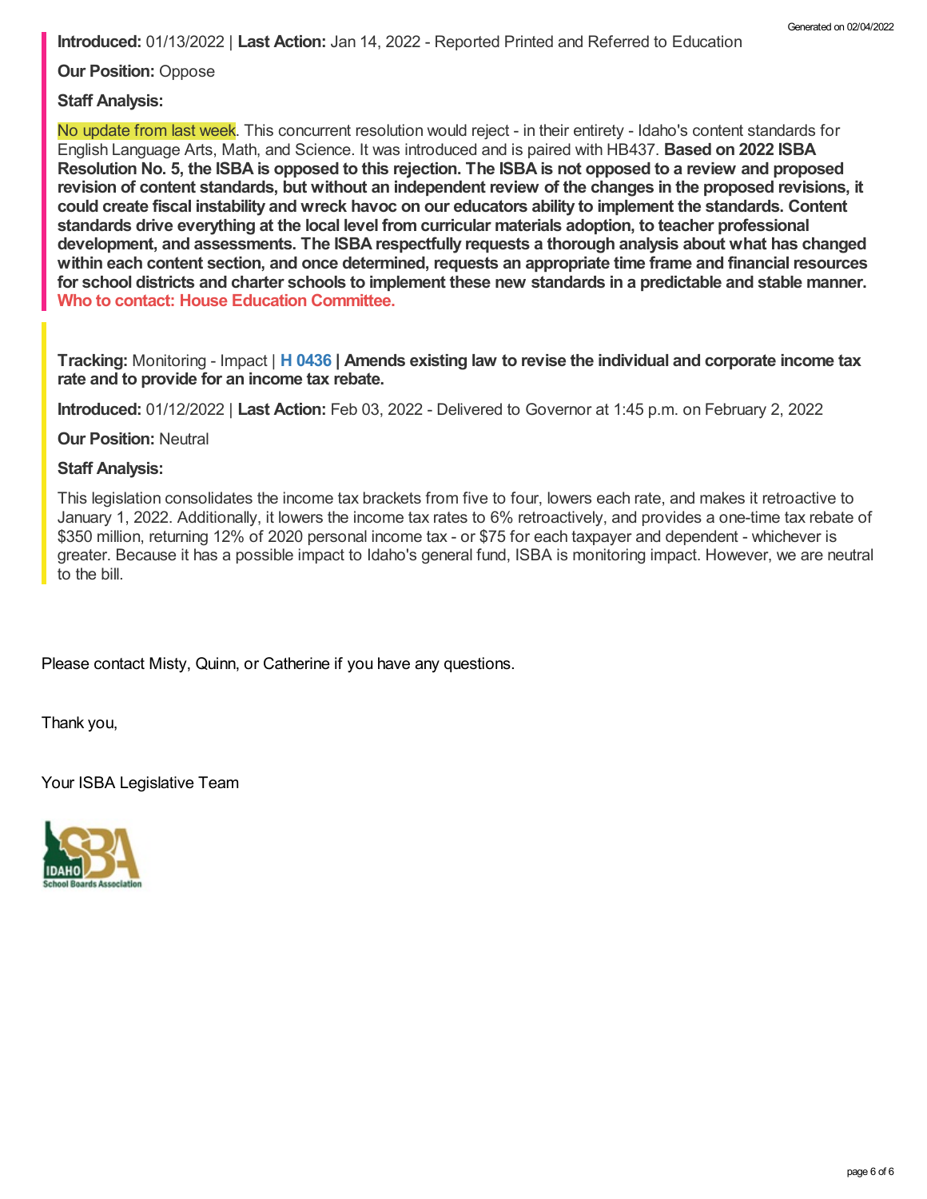**Introduced:** 01/13/2022 | **Last Action:** Jan 14, 2022 - Reported Printed and Referred to Education

**Our Position:** Oppose

**Staff Analysis:**

No update from last week. This concurrent resolution would reject - in their entirety - Idaho's content standards for English Language Arts, Math, and Science. It was introduced and is paired with HB437. **Based on 2022 ISBA Resolution No. 5, the ISBA is opposed to this rejection. The ISBA is not opposed to a review and proposed revision of content standards, but without an independent review of the changes in the proposed revisions, it could create fiscal instability and wreck havoc on our educators ability to implement the standards. Content standards drive everything at the local level from curricular materials adoption, to teacher professional development, and assessments. The ISBA respectfully requests a thorough analysis about what has changed within each content section, and once determined, requests an appropriate time frame and financial resources for school districts and charter schools to implement these new standards in a predictable and stable manner. Who to contact: House Education Committee.**

**Tracking:** Monitoring - Impact | **H 0436 | Amends existing law to revise the individual and corporate income tax rate and to provide for an income tax rebate.**

**Introduced:** 01/12/2022 | **Last Action:** Feb 03, 2022 - Delivered to Governor at 1:45 p.m. on February 2, 2022

**Our Position:** Neutral

**Staff Analysis:**

This legislation consolidates the income tax brackets from five to four, lowers each rate, and makes it retroactive to January 1, 2022. Additionally, it lowers the income tax rates to 6% retroactively, and provides a one-time tax rebate of $350 million, returning 12% of 2020 personal income tax - or $75 for each taxpayer and dependent - whichever is greater. Because it has a possible impact to Idaho's general fund, ISBA is monitoring impact. However, we are neutral to the bill.

Please contact Misty, Quinn, or Catherine if you have any questions.

Thank you,

Your ISBA Legislative Team

IDAHO School Boards Association